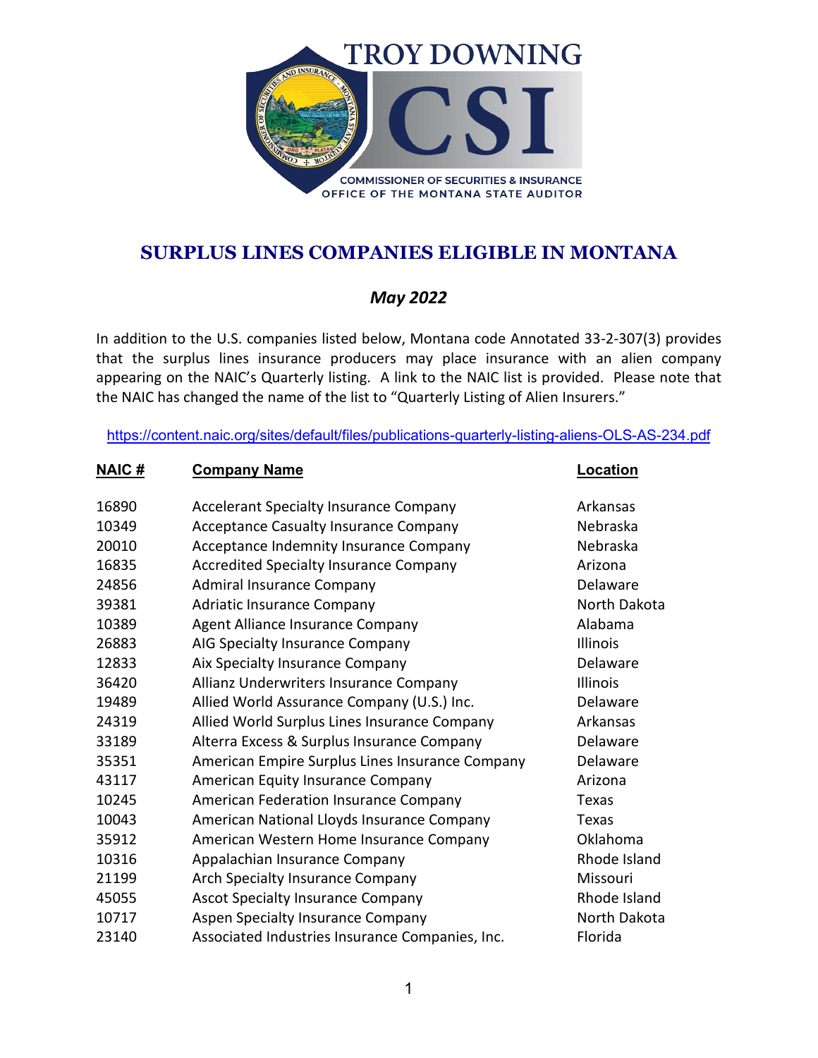TROY DOWNING

CSI

COMMISSIONER OF SECURITIES & INSURANCE
OFFICE OF THE MONTANA STATE AUDITOR

# SURPLUS LINES COMPANIES ELIGIBLE IN MONTANA

*May 2022*

In addition to the U.S. companies listed below, Montana code Annotated 33-2-307(3) provides that the surplus lines insurance producers may place insurance with an alien company appearing on the NAIC's Quarterly listing. A link to the NAIC list is provided. Please note that the NAIC has changed the name of the list to "Quarterly Listing of Alien Insurers."

https://content.naic.org/sites/default/files/publications-quarterly-listing-aliens-OLS-AS-234.pdf

| NAIC # | Company Name | Location |
|---|---|---|
| 16890 | Accelerant Specialty Insurance Company | Arkansas |
| 10349 | Acceptance Casualty Insurance Company | Nebraska |
| 20010 | Acceptance Indemnity Insurance Company | Nebraska |
| 16835 | Accredited Specialty Insurance Company | Arizona |
| 24856 | Admiral Insurance Company | Delaware |
| 39381 | Adriatic Insurance Company | North Dakota |
| 10389 | Agent Alliance Insurance Company | Alabama |
| 26883 | AIG Specialty Insurance Company | Illinois |
| 12833 | Aix Specialty Insurance Company | Delaware |
| 36420 | Allianz Underwriters Insurance Company | Illinois |
| 19489 | Allied World Assurance Company (U.S.) Inc. | Delaware |
| 24319 | Allied World Surplus Lines Insurance Company | Arkansas |
| 33189 | Alterra Excess & Surplus Insurance Company | Delaware |
| 35351 | American Empire Surplus Lines Insurance Company | Delaware |
| 43117 | American Equity Insurance Company | Arizona |
| 10245 | American Federation Insurance Company | Texas |
| 10043 | American National Lloyds Insurance Company | Texas |
| 35912 | American Western Home Insurance Company | Oklahoma |
| 10316 | Appalachian Insurance Company | Rhode Island |
| 21199 | Arch Specialty Insurance Company | Missouri |
| 45055 | Ascot Specialty Insurance Company | Rhode Island |
| 10717 | Aspen Specialty Insurance Company | North Dakota |
| 23140 | Associated Industries Insurance Companies, Inc. | Florida |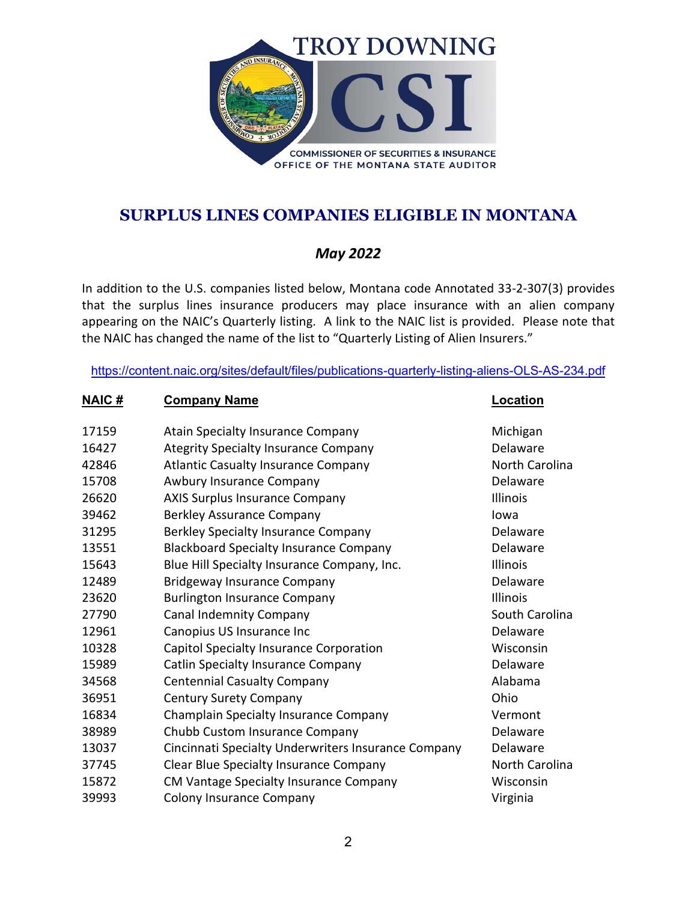TROY DOWNING

CSI

COMMISSIONER OF SECURITIES & INSURANCE
OFFICE OF THE MONTANA STATE AUDITOR

## SURPLUS LINES COMPANIES ELIGIBLE IN MONTANA

*May 2022*

In addition to the U.S. companies listed below, Montana code Annotated 33-2-307(3) provides that the surplus lines insurance producers may place insurance with an alien company appearing on the NAIC's Quarterly listing. A link to the NAIC list is provided. Please note that the NAIC has changed the name of the list to "Quarterly Listing of Alien Insurers."

https://content.naic.org/sites/default/files/publications-quarterly-listing-aliens-OLS-AS-234.pdf

| NAIC # | Company Name | Location |
|---|---|---|
| 17159 | Atain Specialty Insurance Company | Michigan |
| 16427 | Ategrity Specialty Insurance Company | Delaware |
| 42846 | Atlantic Casualty Insurance Company | North Carolina |
| 15708 | Awbury Insurance Company | Delaware |
| 26620 | AXIS Surplus Insurance Company | Illinois |
| 39462 | Berkley Assurance Company | Iowa |
| 31295 | Berkley Specialty Insurance Company | Delaware |
| 13551 | Blackboard Specialty Insurance Company | Delaware |
| 15643 | Blue Hill Specialty Insurance Company, Inc. | Illinois |
| 12489 | Bridgeway Insurance Company | Delaware |
| 23620 | Burlington Insurance Company | Illinois |
| 27790 | Canal Indemnity Company | South Carolina |
| 12961 | Canopius US Insurance Inc | Delaware |
| 10328 | Capitol Specialty Insurance Corporation | Wisconsin |
| 15989 | Catlin Specialty Insurance Company | Delaware |
| 34568 | Centennial Casualty Company | Alabama |
| 36951 | Century Surety Company | Ohio |
| 16834 | Champlain Specialty Insurance Company | Vermont |
| 38989 | Chubb Custom Insurance Company | Delaware |
| 13037 | Cincinnati Specialty Underwriters Insurance Company | Delaware |
| 37745 | Clear Blue Specialty Insurance Company | North Carolina |
| 15872 | CM Vantage Specialty Insurance Company | Wisconsin |
| 39993 | Colony Insurance Company | Virginia |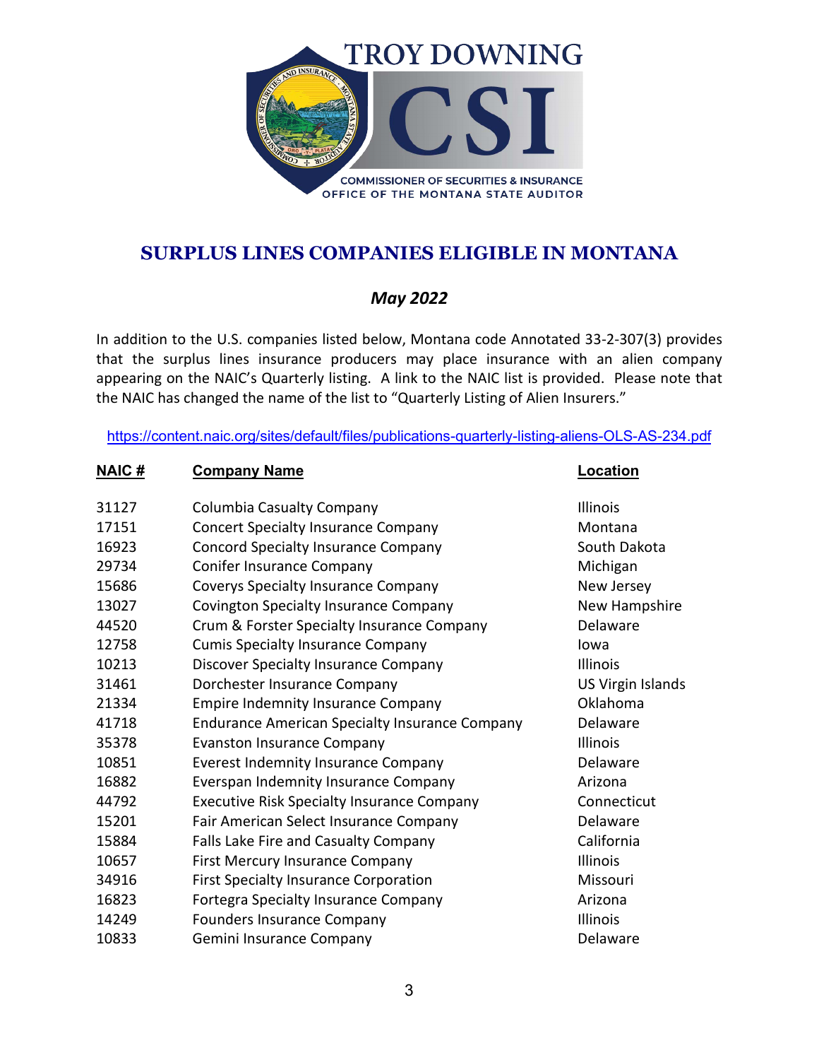TROY DOWNING

CSI

COMMISSIONER OF SECURITIES & INSURANCE
OFFICE OF THE MONTANA STATE AUDITOR

## SURPLUS LINES COMPANIES ELIGIBLE IN MONTANA

### *May 2022*

In addition to the U.S. companies listed below, Montana code Annotated 33-2-307(3) provides that the surplus lines insurance producers may place insurance with an alien company appearing on the NAIC's Quarterly listing. A link to the NAIC list is provided. Please note that the NAIC has changed the name of the list to "Quarterly Listing of Alien Insurers."

https://content.naic.org/sites/default/files/publications-quarterly-listing-aliens-OLS-AS-234.pdf

| NAIC # | Company Name | Location |
|---|---|---|
| 31127 | Columbia Casualty Company | Illinois |
| 17151 | Concert Specialty Insurance Company | Montana |
| 16923 | Concord Specialty Insurance Company | South Dakota |
| 29734 | Conifer Insurance Company | Michigan |
| 15686 | Coverys Specialty Insurance Company | New Jersey |
| 13027 | Covington Specialty Insurance Company | New Hampshire |
| 44520 | Crum & Forster Specialty Insurance Company | Delaware |
| 12758 | Cumis Specialty Insurance Company | Iowa |
| 10213 | Discover Specialty Insurance Company | Illinois |
| 31461 | Dorchester Insurance Company | US Virgin Islands |
| 21334 | Empire Indemnity Insurance Company | Oklahoma |
| 41718 | Endurance American Specialty Insurance Company | Delaware |
| 35378 | Evanston Insurance Company | Illinois |
| 10851 | Everest Indemnity Insurance Company | Delaware |
| 16882 | Everspan Indemnity Insurance Company | Arizona |
| 44792 | Executive Risk Specialty Insurance Company | Connecticut |
| 15201 | Fair American Select Insurance Company | Delaware |
| 15884 | Falls Lake Fire and Casualty Company | California |
| 10657 | First Mercury Insurance Company | Illinois |
| 34916 | First Specialty Insurance Corporation | Missouri |
| 16823 | Fortegra Specialty Insurance Company | Arizona |
| 14249 | Founders Insurance Company | Illinois |
| 10833 | Gemini Insurance Company | Delaware |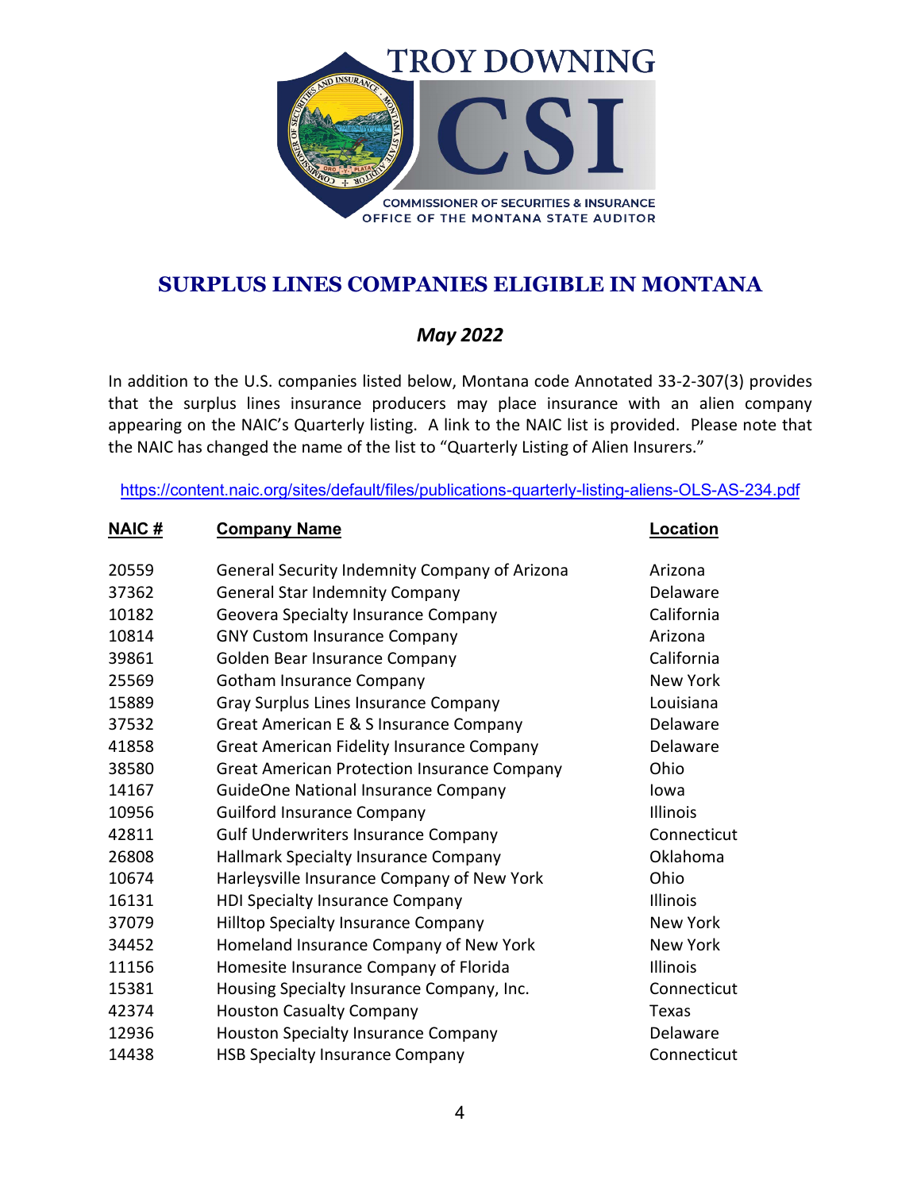TROY DOWNING

CSI

COMMISSIONER OF SECURITIES & INSURANCE
OFFICE OF THE MONTANA STATE AUDITOR

# SURPLUS LINES COMPANIES ELIGIBLE IN MONTANA

*May 2022*

In addition to the U.S. companies listed below, Montana code Annotated 33-2-307(3) provides that the surplus lines insurance producers may place insurance with an alien company appearing on the NAIC's Quarterly listing. A link to the NAIC list is provided. Please note that the NAIC has changed the name of the list to "Quarterly Listing of Alien Insurers."

https://content.naic.org/sites/default/files/publications-quarterly-listing-aliens-OLS-AS-234.pdf

| NAIC # | Company Name | Location |
|---|---|---|
| 20559 | General Security Indemnity Company of Arizona | Arizona |
| 37362 | General Star Indemnity Company | Delaware |
| 10182 | Geovera Specialty Insurance Company | California |
| 10814 | GNY Custom Insurance Company | Arizona |
| 39861 | Golden Bear Insurance Company | California |
| 25569 | Gotham Insurance Company | New York |
| 15889 | Gray Surplus Lines Insurance Company | Louisiana |
| 37532 | Great American E & S Insurance Company | Delaware |
| 41858 | Great American Fidelity Insurance Company | Delaware |
| 38580 | Great American Protection Insurance Company | Ohio |
| 14167 | GuideOne National Insurance Company | Iowa |
| 10956 | Guilford Insurance Company | Illinois |
| 42811 | Gulf Underwriters Insurance Company | Connecticut |
| 26808 | Hallmark Specialty Insurance Company | Oklahoma |
| 10674 | Harleysville Insurance Company of New York | Ohio |
| 16131 | HDI Specialty Insurance Company | Illinois |
| 37079 | Hilltop Specialty Insurance Company | New York |
| 34452 | Homeland Insurance Company of New York | New York |
| 11156 | Homesite Insurance Company of Florida | Illinois |
| 15381 | Housing Specialty Insurance Company, Inc. | Connecticut |
| 42374 | Houston Casualty Company | Texas |
| 12936 | Houston Specialty Insurance Company | Delaware |
| 14438 | HSB Specialty Insurance Company | Connecticut |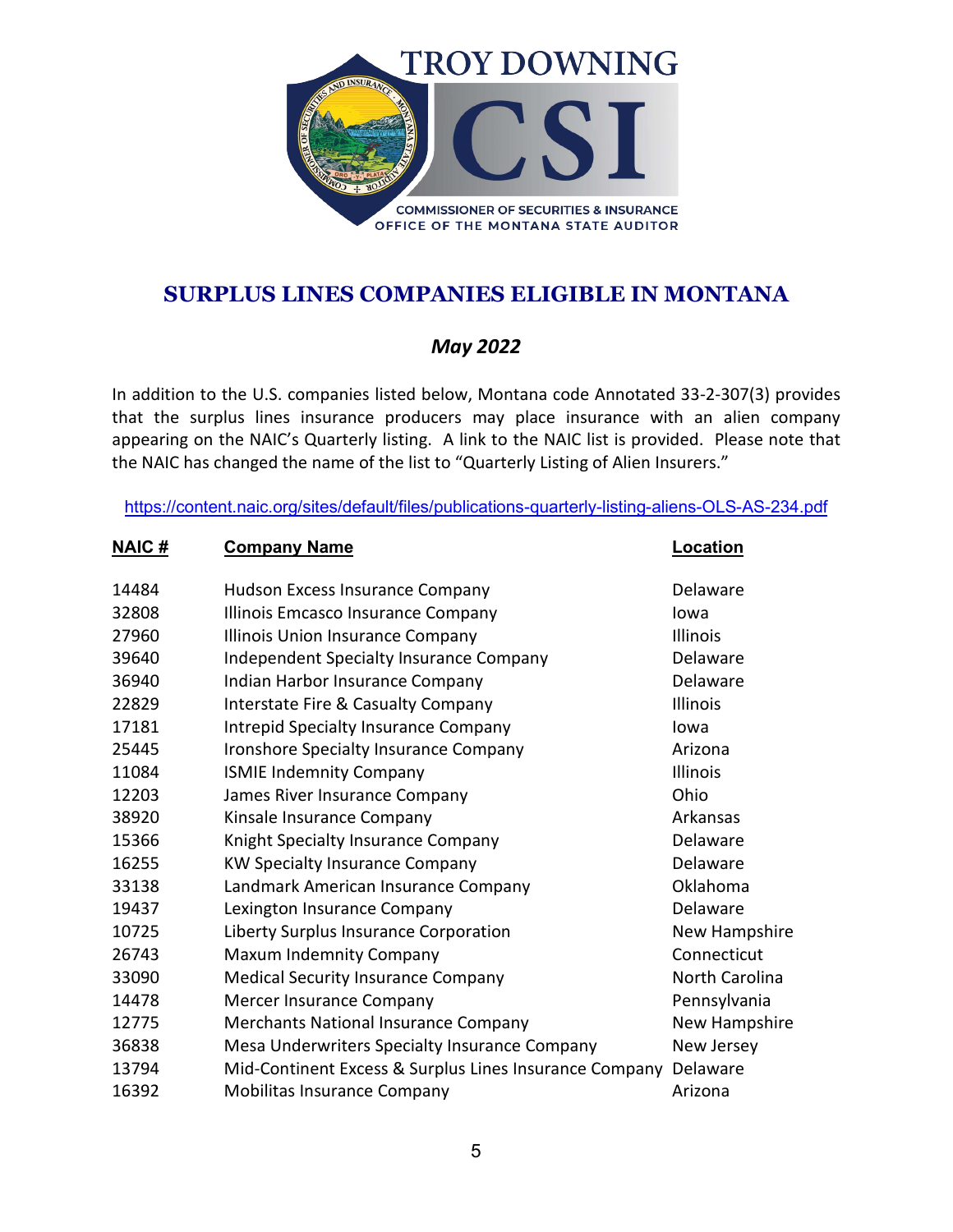TROY DOWNING

CSI

COMMISSIONER OF SECURITIES & INSURANCE
OFFICE OF THE MONTANA STATE AUDITOR

# SURPLUS LINES COMPANIES ELIGIBLE IN MONTANA

## *May 2022*

In addition to the U.S. companies listed below, Montana code Annotated 33-2-307(3) provides that the surplus lines insurance producers may place insurance with an alien company appearing on the NAIC's Quarterly listing. A link to the NAIC list is provided. Please note that the NAIC has changed the name of the list to "Quarterly Listing of Alien Insurers."

https://content.naic.org/sites/default/files/publications-quarterly-listing-aliens-OLS-AS-234.pdf

| NAIC # | Company Name | Location |
|---|---|---|
| 14484 | Hudson Excess Insurance Company | Delaware |
| 32808 | Illinois Emcasco Insurance Company | Iowa |
| 27960 | Illinois Union Insurance Company | Illinois |
| 39640 | Independent Specialty Insurance Company | Delaware |
| 36940 | Indian Harbor Insurance Company | Delaware |
| 22829 | Interstate Fire & Casualty Company | Illinois |
| 17181 | Intrepid Specialty Insurance Company | Iowa |
| 25445 | Ironshore Specialty Insurance Company | Arizona |
| 11084 | ISMIE Indemnity Company | Illinois |
| 12203 | James River Insurance Company | Ohio |
| 38920 | Kinsale Insurance Company | Arkansas |
| 15366 | Knight Specialty Insurance Company | Delaware |
| 16255 | KW Specialty Insurance Company | Delaware |
| 33138 | Landmark American Insurance Company | Oklahoma |
| 19437 | Lexington Insurance Company | Delaware |
| 10725 | Liberty Surplus Insurance Corporation | New Hampshire |
| 26743 | Maxum Indemnity Company | Connecticut |
| 33090 | Medical Security Insurance Company | North Carolina |
| 14478 | Mercer Insurance Company | Pennsylvania |
| 12775 | Merchants National Insurance Company | New Hampshire |
| 36838 | Mesa Underwriters Specialty Insurance Company | New Jersey |
| 13794 | Mid-Continent Excess & Surplus Lines Insurance Company | Delaware |
| 16392 | Mobilitas Insurance Company | Arizona |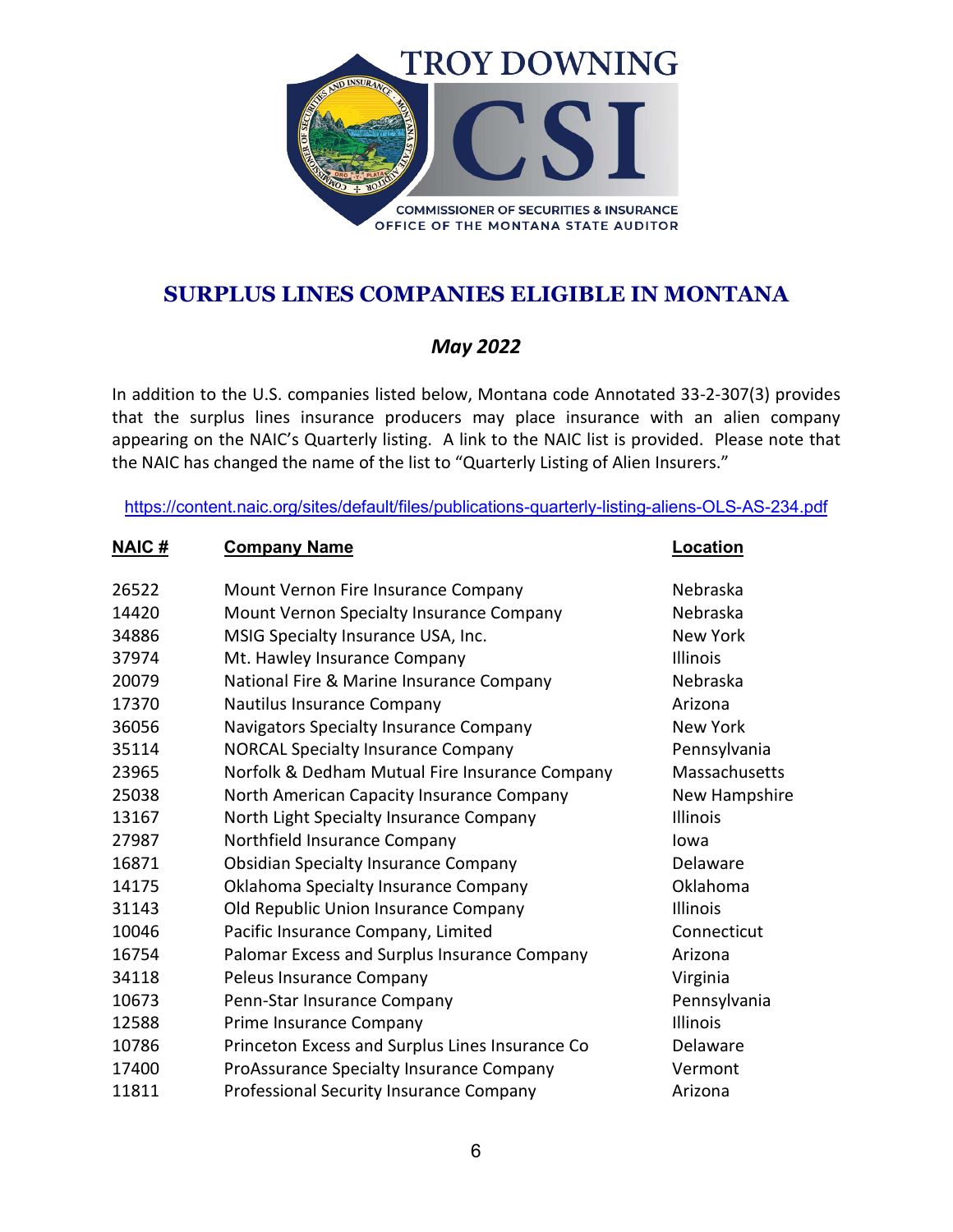TROY DOWNING

CSI

COMMISSIONER OF SECURITIES & INSURANCE
OFFICE OF THE MONTANA STATE AUDITOR

## SURPLUS LINES COMPANIES ELIGIBLE IN MONTANA

### *May 2022*

In addition to the U.S. companies listed below, Montana code Annotated 33-2-307(3) provides that the surplus lines insurance producers may place insurance with an alien company appearing on the NAIC's Quarterly listing. A link to the NAIC list is provided. Please note that the NAIC has changed the name of the list to "Quarterly Listing of Alien Insurers."

https://content.naic.org/sites/default/files/publications-quarterly-listing-aliens-OLS-AS-234.pdf

| NAIC # | Company Name | Location |
|---|---|---|
| 26522 | Mount Vernon Fire Insurance Company | Nebraska |
| 14420 | Mount Vernon Specialty Insurance Company | Nebraska |
| 34886 | MSIG Specialty Insurance USA, Inc. | New York |
| 37974 | Mt. Hawley Insurance Company | Illinois |
| 20079 | National Fire & Marine Insurance Company | Nebraska |
| 17370 | Nautilus Insurance Company | Arizona |
| 36056 | Navigators Specialty Insurance Company | New York |
| 35114 | NORCAL Specialty Insurance Company | Pennsylvania |
| 23965 | Norfolk & Dedham Mutual Fire Insurance Company | Massachusetts |
| 25038 | North American Capacity Insurance Company | New Hampshire |
| 13167 | North Light Specialty Insurance Company | Illinois |
| 27987 | Northfield Insurance Company | Iowa |
| 16871 | Obsidian Specialty Insurance Company | Delaware |
| 14175 | Oklahoma Specialty Insurance Company | Oklahoma |
| 31143 | Old Republic Union Insurance Company | Illinois |
| 10046 | Pacific Insurance Company, Limited | Connecticut |
| 16754 | Palomar Excess and Surplus Insurance Company | Arizona |
| 34118 | Peleus Insurance Company | Virginia |
| 10673 | Penn-Star Insurance Company | Pennsylvania |
| 12588 | Prime Insurance Company | Illinois |
| 10786 | Princeton Excess and Surplus Lines Insurance Co | Delaware |
| 17400 | ProAssurance Specialty Insurance Company | Vermont |
| 11811 | Professional Security Insurance Company | Arizona |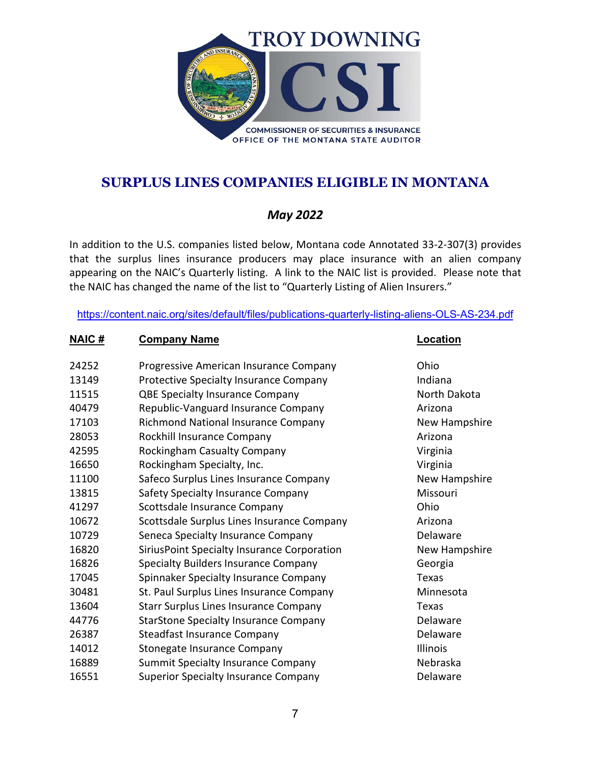TROY DOWNING

CSI

COMMISSIONER OF SECURITIES & INSURANCE
OFFICE OF THE MONTANA STATE AUDITOR

# SURPLUS LINES COMPANIES ELIGIBLE IN MONTANA

*May 2022*

In addition to the U.S. companies listed below, Montana code Annotated 33-2-307(3) provides that the surplus lines insurance producers may place insurance with an alien company appearing on the NAIC's Quarterly listing. A link to the NAIC list is provided. Please note that the NAIC has changed the name of the list to "Quarterly Listing of Alien Insurers."

https://content.naic.org/sites/default/files/publications-quarterly-listing-aliens-OLS-AS-234.pdf

| NAIC # | Company Name | Location |
|---|---|---|
| 24252 | Progressive American Insurance Company | Ohio |
| 13149 | Protective Specialty Insurance Company | Indiana |
| 11515 | QBE Specialty Insurance Company | North Dakota |
| 40479 | Republic-Vanguard Insurance Company | Arizona |
| 17103 | Richmond National Insurance Company | New Hampshire |
| 28053 | Rockhill Insurance Company | Arizona |
| 42595 | Rockingham Casualty Company | Virginia |
| 16650 | Rockingham Specialty, Inc. | Virginia |
| 11100 | Safeco Surplus Lines Insurance Company | New Hampshire |
| 13815 | Safety Specialty Insurance Company | Missouri |
| 41297 | Scottsdale Insurance Company | Ohio |
| 10672 | Scottsdale Surplus Lines Insurance Company | Arizona |
| 10729 | Seneca Specialty Insurance Company | Delaware |
| 16820 | SiriusPoint Specialty Insurance Corporation | New Hampshire |
| 16826 | Specialty Builders Insurance Company | Georgia |
| 17045 | Spinnaker Specialty Insurance Company | Texas |
| 30481 | St. Paul Surplus Lines Insurance Company | Minnesota |
| 13604 | Starr Surplus Lines Insurance Company | Texas |
| 44776 | StarStone Specialty Insurance Company | Delaware |
| 26387 | Steadfast Insurance Company | Delaware |
| 14012 | Stonegate Insurance Company | Illinois |
| 16889 | Summit Specialty Insurance Company | Nebraska |
| 16551 | Superior Specialty Insurance Company | Delaware |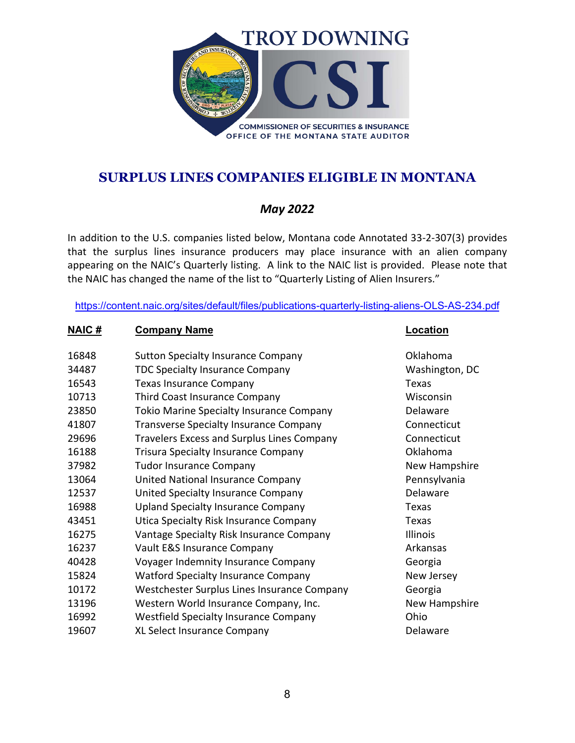TROY DOWNING

CSI

COMMISSIONER OF SECURITIES & INSURANCE
OFFICE OF THE MONTANA STATE AUDITOR

# SURPLUS LINES COMPANIES ELIGIBLE IN MONTANA

## *May 2022*

In addition to the U.S. companies listed below, Montana code Annotated 33-2-307(3) provides that the surplus lines insurance producers may place insurance with an alien company appearing on the NAIC's Quarterly listing. A link to the NAIC list is provided. Please note that the NAIC has changed the name of the list to "Quarterly Listing of Alien Insurers."

https://content.naic.org/sites/default/files/publications-quarterly-listing-aliens-OLS-AS-234.pdf

| NAIC # | Company Name | Location |
|---|---|---|
| 16848 | Sutton Specialty Insurance Company | Oklahoma |
| 34487 | TDC Specialty Insurance Company | Washington, DC |
| 16543 | Texas Insurance Company | Texas |
| 10713 | Third Coast Insurance Company | Wisconsin |
| 23850 | Tokio Marine Specialty Insurance Company | Delaware |
| 41807 | Transverse Specialty Insurance Company | Connecticut |
| 29696 | Travelers Excess and Surplus Lines Company | Connecticut |
| 16188 | Trisura Specialty Insurance Company | Oklahoma |
| 37982 | Tudor Insurance Company | New Hampshire |
| 13064 | United National Insurance Company | Pennsylvania |
| 12537 | United Specialty Insurance Company | Delaware |
| 16988 | Upland Specialty Insurance Company | Texas |
| 43451 | Utica Specialty Risk Insurance Company | Texas |
| 16275 | Vantage Specialty Risk Insurance Company | Illinois |
| 16237 | Vault E&S Insurance Company | Arkansas |
| 40428 | Voyager Indemnity Insurance Company | Georgia |
| 15824 | Watford Specialty Insurance Company | New Jersey |
| 10172 | Westchester Surplus Lines Insurance Company | Georgia |
| 13196 | Western World Insurance Company, Inc. | New Hampshire |
| 16992 | Westfield Specialty Insurance Company | Ohio |
| 19607 | XL Select Insurance Company | Delaware |